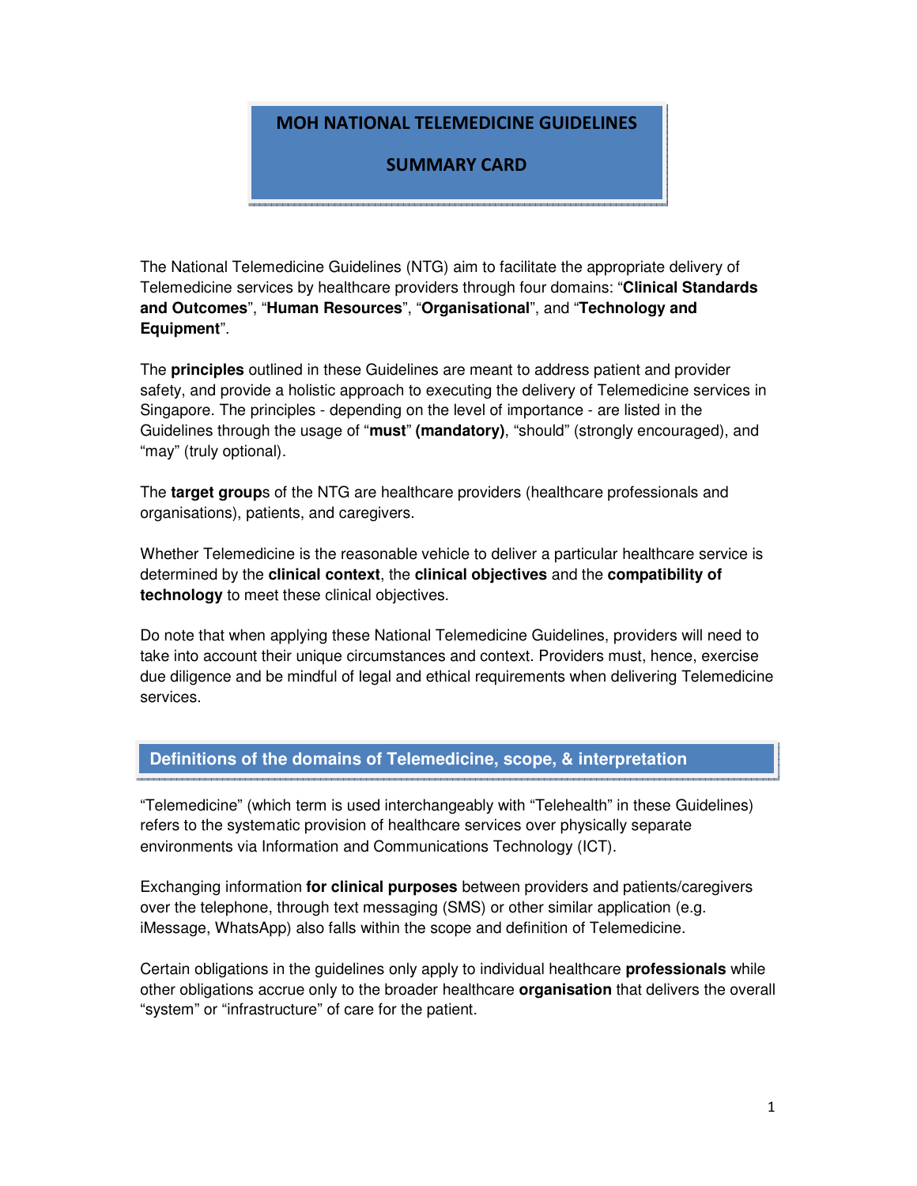# MOH NATIONAL TELEMEDICINE GUIDELINES

# SUMMARY CARD

The National Telemedicine Guidelines (NTG) aim to facilitate the appropriate delivery of Telemedicine services by healthcare providers through four domains: "**Clinical Standards and Outcomes**", "**Human Resources**", "**Organisational**", and "**Technology and Equipment**".

The **principles** outlined in these Guidelines are meant to address patient and provider safety, and provide a holistic approach to executing the delivery of Telemedicine services in Singapore. The principles - depending on the level of importance - are listed in the Guidelines through the usage of "**must**" **(mandatory)**, "should" (strongly encouraged), and "may" (truly optional).

The **target group**s of the NTG are healthcare providers (healthcare professionals and organisations), patients, and caregivers.

Whether Telemedicine is the reasonable vehicle to deliver a particular healthcare service is determined by the **clinical context**, the **clinical objectives** and the **compatibility of technology** to meet these clinical objectives.

Do note that when applying these National Telemedicine Guidelines, providers will need to take into account their unique circumstances and context. Providers must, hence, exercise due diligence and be mindful of legal and ethical requirements when delivering Telemedicine services.

## Definitions of the domains of Telemedicine, scope, & interpretation

"Telemedicine" (which term is used interchangeably with "Telehealth" in these Guidelines) refers to the systematic provision of healthcare services over physically separate environments via Information and Communications Technology (ICT).

Exchanging information **for clinical purposes** between providers and patients/caregivers over the telephone, through text messaging (SMS) or other similar application (e.g. iMessage, WhatsApp) also falls within the scope and definition of Telemedicine.

Certain obligations in the guidelines only apply to individual healthcare **professionals** while other obligations accrue only to the broader healthcare **organisation** that delivers the overall "system" or "infrastructure" of care for the patient.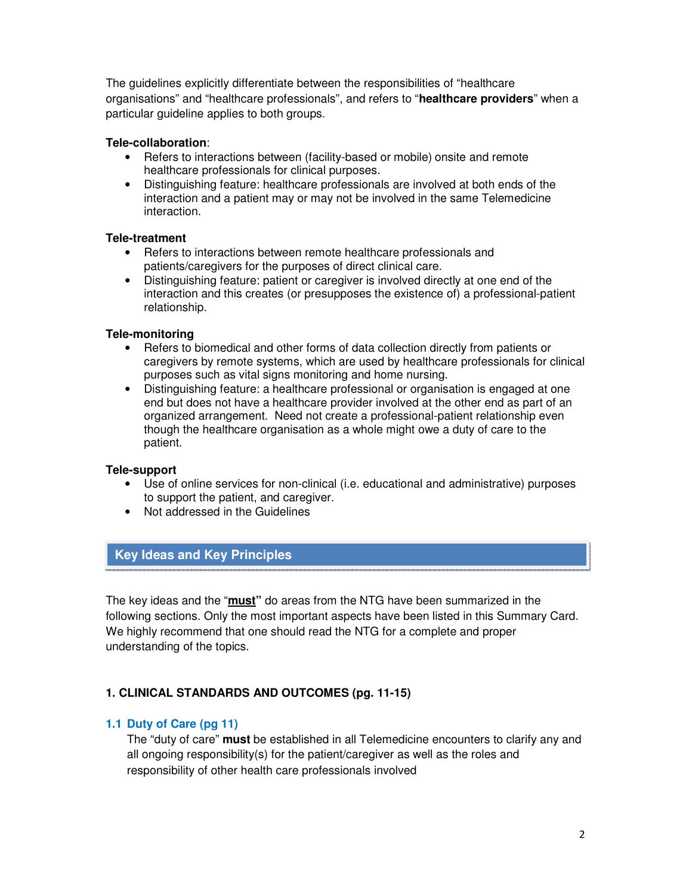The guidelines explicitly differentiate between the responsibilities of "healthcare organisations" and "healthcare professionals", and refers to "**healthcare providers**" when a particular guideline applies to both groups.

**Tele-collaboration**:

- Refers to interactions between (facility-based or mobile) onsite and remote healthcare professionals for clinical purposes.
- Distinguishing feature: healthcare professionals are involved at both ends of the interaction and a patient may or may not be involved in the same Telemedicine interaction.

**Tele-treatment**

- Refers to interactions between remote healthcare professionals and patients/caregivers for the purposes of direct clinical care.
- Distinguishing feature: patient or caregiver is involved directly at one end of the interaction and this creates (or presupposes the existence of) a professional-patient relationship.

**Tele-monitoring**

- Refers to biomedical and other forms of data collection directly from patients or caregivers by remote systems, which are used by healthcare professionals for clinical purposes such as vital signs monitoring and home nursing.
- Distinguishing feature: a healthcare professional or organisation is engaged at one end but does not have a healthcare provider involved at the other end as part of an organized arrangement. Need not create a professional-patient relationship even though the healthcare organisation as a whole might owe a duty of care to the patient.

**Tele-support**

- Use of online services for non-clinical (i.e. educational and administrative) purposes to support the patient, and caregiver.
- Not addressed in the Guidelines

## Key Ideas and Key Principles

The key ideas and the "**must**" do areas from the NTG have been summarized in the following sections. Only the most important aspects have been listed in this Summary Card. We highly recommend that one should read the NTG for a complete and proper understanding of the topics.

### 1. CLINICAL STANDARDS AND OUTCOMES (pg. 11-15)

#### 1.1 Duty of Care (pg 11)

The "duty of care" **must** be established in all Telemedicine encounters to clarify any and all ongoing responsibility(s) for the patient/caregiver as well as the roles and responsibility of other health care professionals involved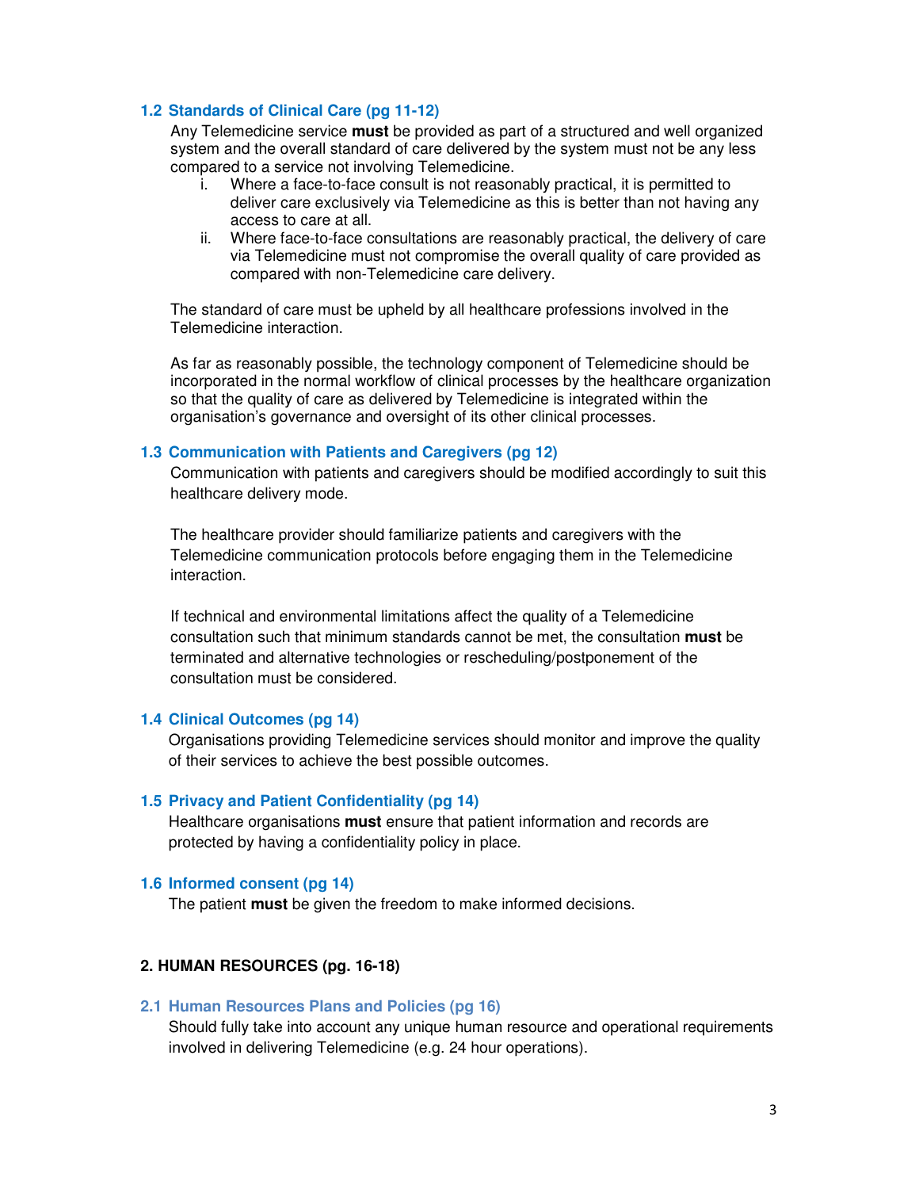### 1.2 Standards of Clinical Care (pg 11-12)

Any Telemedicine service **must** be provided as part of a structured and well organized system and the overall standard of care delivered by the system must not be any less compared to a service not involving Telemedicine.

i. Where a face-to-face consult is not reasonably practical, it is permitted to deliver care exclusively via Telemedicine as this is better than not having any access to care at all.
ii. Where face-to-face consultations are reasonably practical, the delivery of care via Telemedicine must not compromise the overall quality of care provided as compared with non-Telemedicine care delivery.

The standard of care must be upheld by all healthcare professions involved in the Telemedicine interaction.

As far as reasonably possible, the technology component of Telemedicine should be incorporated in the normal workflow of clinical processes by the healthcare organization so that the quality of care as delivered by Telemedicine is integrated within the organisation's governance and oversight of its other clinical processes.

### 1.3 Communication with Patients and Caregivers (pg 12)

Communication with patients and caregivers should be modified accordingly to suit this healthcare delivery mode.

The healthcare provider should familiarize patients and caregivers with the Telemedicine communication protocols before engaging them in the Telemedicine interaction.

If technical and environmental limitations affect the quality of a Telemedicine consultation such that minimum standards cannot be met, the consultation **must** be terminated and alternative technologies or rescheduling/postponement of the consultation must be considered.

### 1.4 Clinical Outcomes (pg 14)

Organisations providing Telemedicine services should monitor and improve the quality of their services to achieve the best possible outcomes.

### 1.5 Privacy and Patient Confidentiality (pg 14)

Healthcare organisations **must** ensure that patient information and records are protected by having a confidentiality policy in place.

### 1.6 Informed consent (pg 14)

The patient **must** be given the freedom to make informed decisions.

## 2. HUMAN RESOURCES (pg. 16-18)

### 2.1 Human Resources Plans and Policies (pg 16)

Should fully take into account any unique human resource and operational requirements involved in delivering Telemedicine (e.g. 24 hour operations).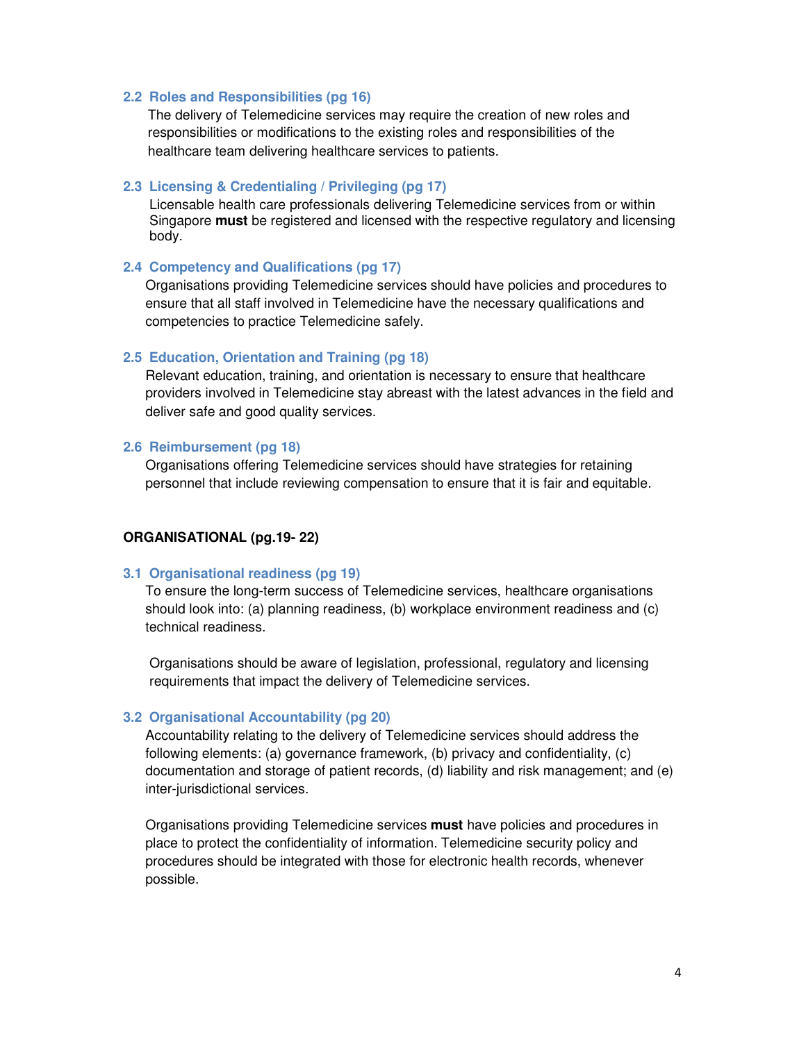### 2.2 Roles and Responsibilities (pg 16)

The delivery of Telemedicine services may require the creation of new roles and responsibilities or modifications to the existing roles and responsibilities of the healthcare team delivering healthcare services to patients.

### 2.3 Licensing & Credentialing / Privileging (pg 17)

Licensable health care professionals delivering Telemedicine services from or within Singapore **must** be registered and licensed with the respective regulatory and licensing body.

### 2.4 Competency and Qualifications (pg 17)

Organisations providing Telemedicine services should have policies and procedures to ensure that all staff involved in Telemedicine have the necessary qualifications and competencies to practice Telemedicine safely.

### 2.5 Education, Orientation and Training (pg 18)

Relevant education, training, and orientation is necessary to ensure that healthcare providers involved in Telemedicine stay abreast with the latest advances in the field and deliver safe and good quality services.

### 2.6 Reimbursement (pg 18)

Organisations offering Telemedicine services should have strategies for retaining personnel that include reviewing compensation to ensure that it is fair and equitable.

## ORGANISATIONAL (pg.19- 22)

### 3.1 Organisational readiness (pg 19)

To ensure the long-term success of Telemedicine services, healthcare organisations should look into: (a) planning readiness, (b) workplace environment readiness and (c) technical readiness.

Organisations should be aware of legislation, professional, regulatory and licensing requirements that impact the delivery of Telemedicine services.

### 3.2 Organisational Accountability (pg 20)

Accountability relating to the delivery of Telemedicine services should address the following elements: (a) governance framework, (b) privacy and confidentiality, (c) documentation and storage of patient records, (d) liability and risk management; and (e) inter-jurisdictional services.

Organisations providing Telemedicine services **must** have policies and procedures in place to protect the confidentiality of information. Telemedicine security policy and procedures should be integrated with those for electronic health records, whenever possible.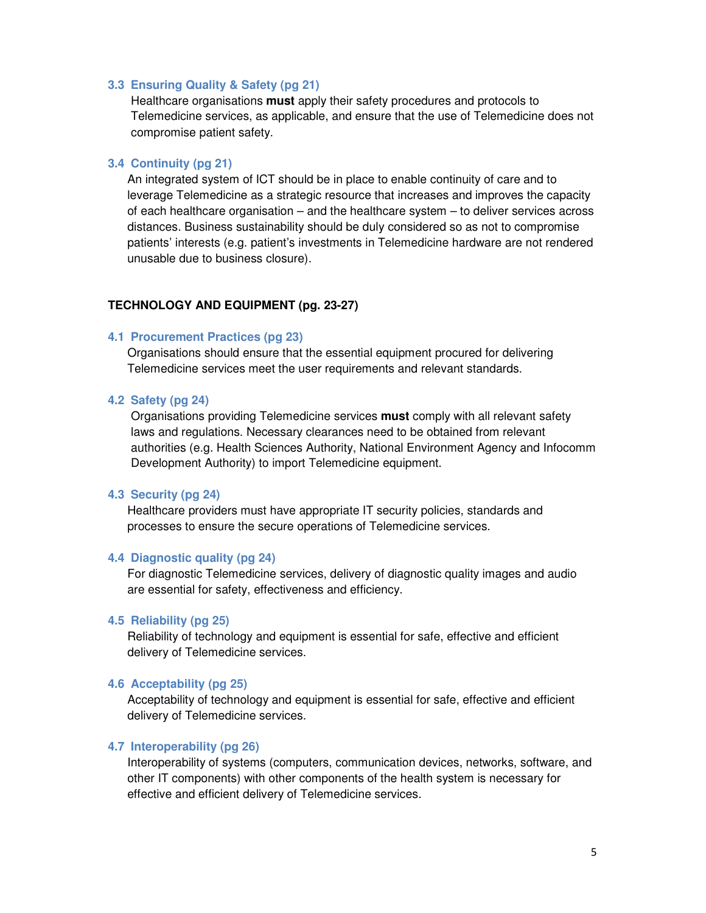### 3.3 Ensuring Quality & Safety (pg 21)

Healthcare organisations **must** apply their safety procedures and protocols to Telemedicine services, as applicable, and ensure that the use of Telemedicine does not compromise patient safety.

### 3.4 Continuity (pg 21)

An integrated system of ICT should be in place to enable continuity of care and to leverage Telemedicine as a strategic resource that increases and improves the capacity of each healthcare organisation – and the healthcare system – to deliver services across distances. Business sustainability should be duly considered so as not to compromise patients' interests (e.g. patient's investments in Telemedicine hardware are not rendered unusable due to business closure).

## TECHNOLOGY AND EQUIPMENT (pg. 23-27)

### 4.1 Procurement Practices (pg 23)

Organisations should ensure that the essential equipment procured for delivering Telemedicine services meet the user requirements and relevant standards.

### 4.2 Safety (pg 24)

Organisations providing Telemedicine services **must** comply with all relevant safety laws and regulations. Necessary clearances need to be obtained from relevant authorities (e.g. Health Sciences Authority, National Environment Agency and Infocomm Development Authority) to import Telemedicine equipment.

### 4.3 Security (pg 24)

Healthcare providers must have appropriate IT security policies, standards and processes to ensure the secure operations of Telemedicine services.

### 4.4 Diagnostic quality (pg 24)

For diagnostic Telemedicine services, delivery of diagnostic quality images and audio are essential for safety, effectiveness and efficiency.

### 4.5 Reliability (pg 25)

Reliability of technology and equipment is essential for safe, effective and efficient delivery of Telemedicine services.

### 4.6 Acceptability (pg 25)

Acceptability of technology and equipment is essential for safe, effective and efficient delivery of Telemedicine services.

### 4.7 Interoperability (pg 26)

Interoperability of systems (computers, communication devices, networks, software, and other IT components) with other components of the health system is necessary for effective and efficient delivery of Telemedicine services.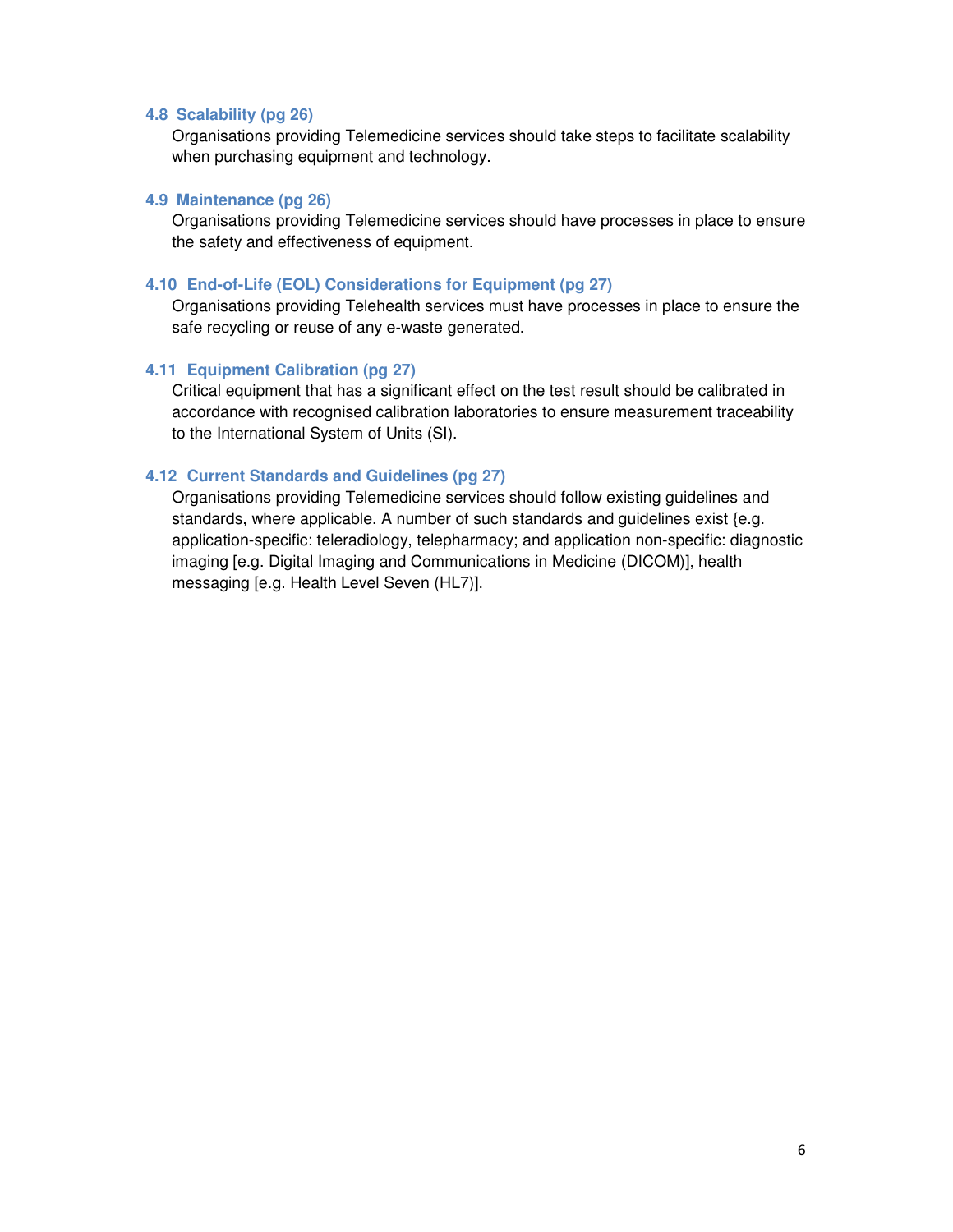### 4.8 Scalability (pg 26)

Organisations providing Telemedicine services should take steps to facilitate scalability when purchasing equipment and technology.

### 4.9 Maintenance (pg 26)

Organisations providing Telemedicine services should have processes in place to ensure the safety and effectiveness of equipment.

### 4.10 End-of-Life (EOL) Considerations for Equipment (pg 27)

Organisations providing Telehealth services must have processes in place to ensure the safe recycling or reuse of any e-waste generated.

### 4.11 Equipment Calibration (pg 27)

Critical equipment that has a significant effect on the test result should be calibrated in accordance with recognised calibration laboratories to ensure measurement traceability to the International System of Units (SI).

### 4.12 Current Standards and Guidelines (pg 27)

Organisations providing Telemedicine services should follow existing guidelines and standards, where applicable. A number of such standards and guidelines exist {e.g. application-specific: teleradiology, telepharmacy; and application non-specific: diagnostic imaging [e.g. Digital Imaging and Communications in Medicine (DICOM)], health messaging [e.g. Health Level Seven (HL7)].